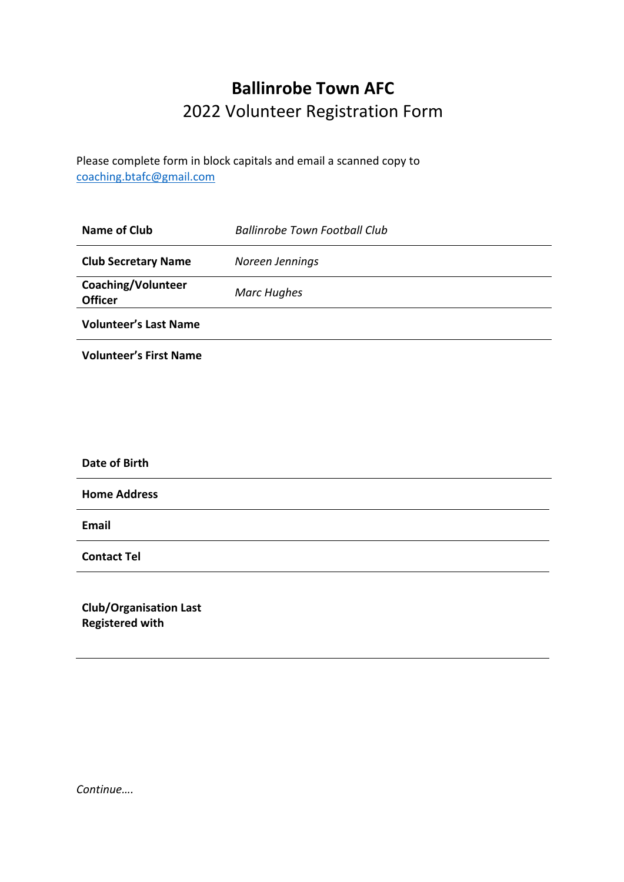# **Ballinrobe Town AFC**

## 2022 Volunteer Registration Form

Please complete form in block capitals and email a scanned copy to coaching.btafc@gmail.com

| | |
|---|---|
| **Name of Club** | *Ballinrobe Town Football Club* |
| **Club Secretary Name** | *Noreen Jennings* |
| **Coaching/Volunteer Officer** | *Marc Hughes* |
| **Volunteer's Last Name** | |
| **Volunteer's First Name** | |

| | |
|---|---|
| **Date of Birth** | |
| **Home Address** | |
| **Email** | |
| **Contact Tel** | |

| | |
|---|---|
| **Club/Organisation Last Registered with** | |

*Continue….*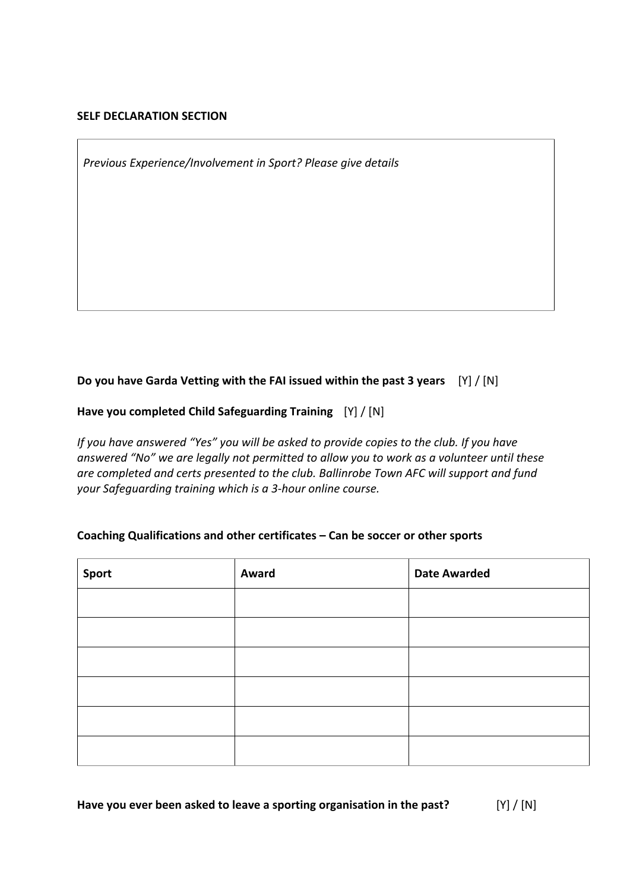**SELF DECLARATION SECTION**

*Previous Experience/Involvement in Sport? Please give details*

**Do you have Garda Vetting with the FAI issued within the past 3 years** [Y] / [N]

**Have you completed Child Safeguarding Training** [Y] / [N]

*If you have answered "Yes" you will be asked to provide copies to the club. If you have answered "No" we are legally not permitted to allow you to work as a volunteer until these are completed and certs presented to the club. Ballinrobe Town AFC will support and fund your Safeguarding training which is a 3-hour online course.*

**Coaching Qualifications and other certificates – Can be soccer or other sports**

| Sport | Award | Date Awarded |
| --- | --- | --- |
| | | |
| | | |
| | | |
| | | |
| | | |
| | | |

**Have you ever been asked to leave a sporting organisation in the past?** [Y] / [N]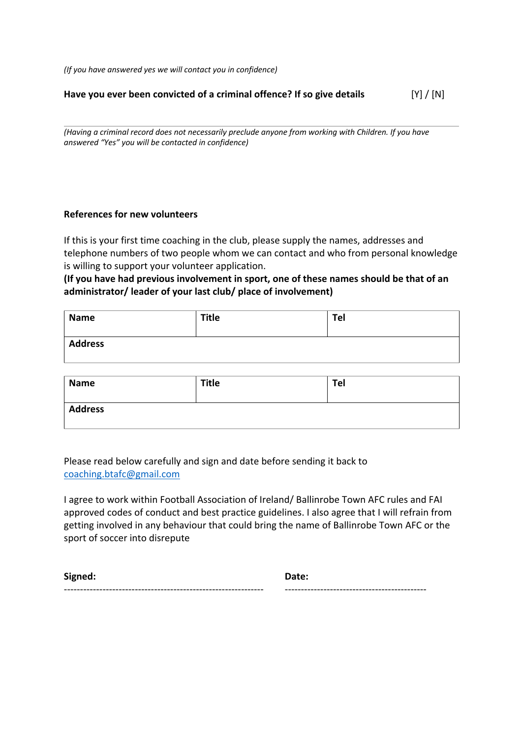*(If you have answered yes we will contact you in confidence)*

**Have you ever been convicted of a criminal offence? If so give details** [Y] / [N]

---

*(Having a criminal record does not necessarily preclude anyone from working with Children. If you have answered "Yes" you will be contacted in confidence)*

**References for new volunteers**

If this is your first time coaching in the club, please supply the names, addresses and telephone numbers of two people whom we can contact and who from personal knowledge is willing to support your volunteer application.

**(If you have had previous involvement in sport, one of these names should be that of an administrator/ leader of your last club/ place of involvement)**

| **Name** | **Title** | **Tel** |
|---|---|---|
| **Address** | | |

| **Name** | **Title** | **Tel** |
|---|---|---|
| **Address** | | |

Please read below carefully and sign and date before sending it back to coaching.btafc@gmail.com

I agree to work within Football Association of Ireland/ Ballinrobe Town AFC rules and FAI approved codes of conduct and best practice guidelines. I also agree that I will refrain from getting involved in any behaviour that could bring the name of Ballinrobe Town AFC or the sport of soccer into disrepute

**Signed:** ------------------------------------------------------------- **Date:** -------------------------------------------